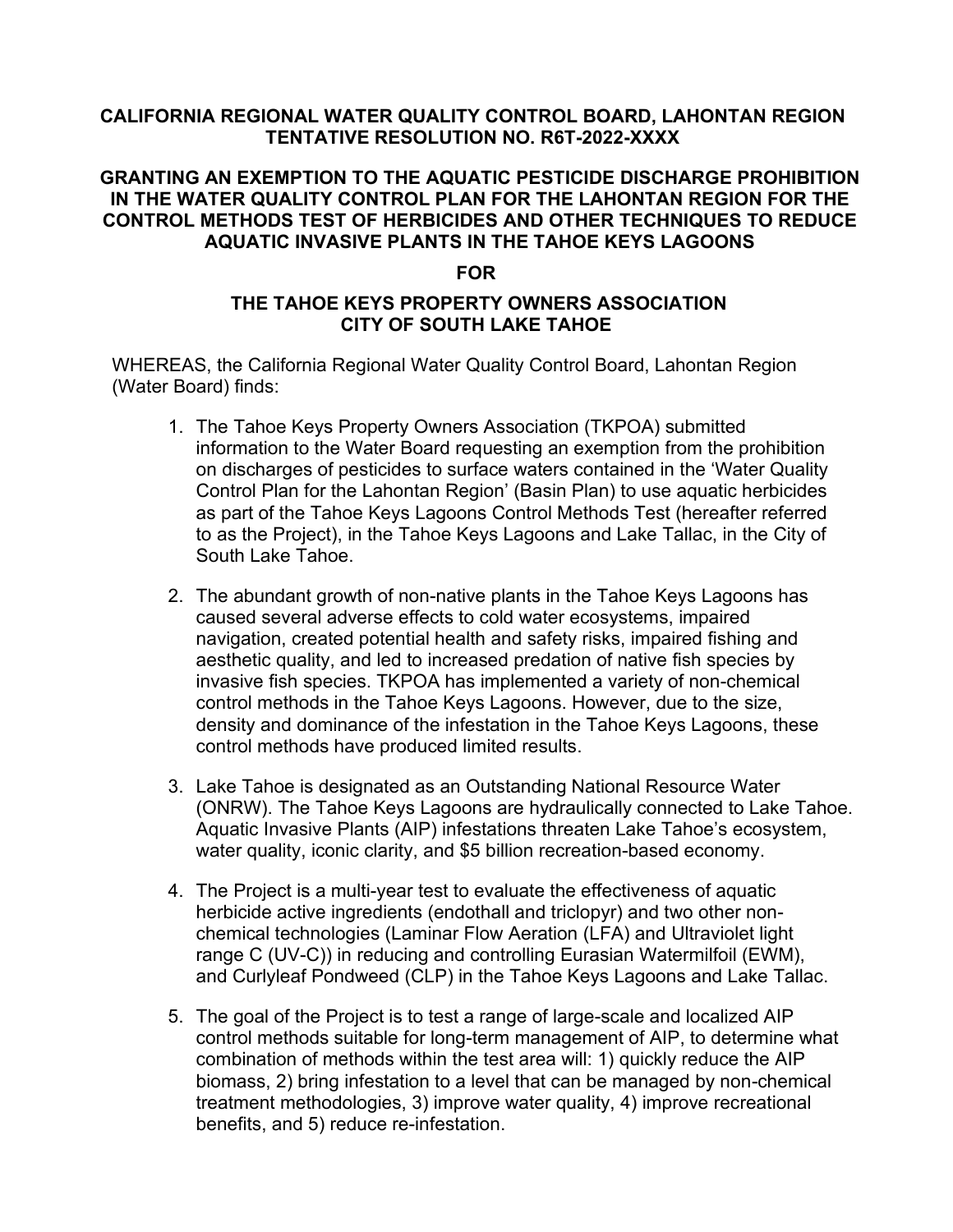**CALIFORNIA REGIONAL WATER QUALITY CONTROL BOARD, LAHONTAN REGION**
**TENTATIVE RESOLUTION NO. R6T-2022-XXXX**

**GRANTING AN EXEMPTION TO THE AQUATIC PESTICIDE DISCHARGE PROHIBITION IN THE WATER QUALITY CONTROL PLAN FOR THE LAHONTAN REGION FOR THE CONTROL METHODS TEST OF HERBICIDES AND OTHER TECHNIQUES TO REDUCE AQUATIC INVASIVE PLANTS IN THE TAHOE KEYS LAGOONS**

**FOR**

**THE TAHOE KEYS PROPERTY OWNERS ASSOCIATION**
**CITY OF SOUTH LAKE TAHOE**

WHEREAS, the California Regional Water Quality Control Board, Lahontan Region (Water Board) finds:

1. The Tahoe Keys Property Owners Association (TKPOA) submitted information to the Water Board requesting an exemption from the prohibition on discharges of pesticides to surface waters contained in the 'Water Quality Control Plan for the Lahontan Region' (Basin Plan) to use aquatic herbicides as part of the Tahoe Keys Lagoons Control Methods Test (hereafter referred to as the Project), in the Tahoe Keys Lagoons and Lake Tallac, in the City of South Lake Tahoe.

2. The abundant growth of non-native plants in the Tahoe Keys Lagoons has caused several adverse effects to cold water ecosystems, impaired navigation, created potential health and safety risks, impaired fishing and aesthetic quality, and led to increased predation of native fish species by invasive fish species. TKPOA has implemented a variety of non-chemical control methods in the Tahoe Keys Lagoons. However, due to the size, density and dominance of the infestation in the Tahoe Keys Lagoons, these control methods have produced limited results.

3. Lake Tahoe is designated as an Outstanding National Resource Water (ONRW). The Tahoe Keys Lagoons are hydraulically connected to Lake Tahoe. Aquatic Invasive Plants (AIP) infestations threaten Lake Tahoe's ecosystem, water quality, iconic clarity, and $5 billion recreation-based economy.

4. The Project is a multi-year test to evaluate the effectiveness of aquatic herbicide active ingredients (endothall and triclopyr) and two other non-chemical technologies (Laminar Flow Aeration (LFA) and Ultraviolet light range C (UV-C)) in reducing and controlling Eurasian Watermilfoil (EWM), and Curlyleaf Pondweed (CLP) in the Tahoe Keys Lagoons and Lake Tallac.

5. The goal of the Project is to test a range of large-scale and localized AIP control methods suitable for long-term management of AIP, to determine what combination of methods within the test area will: 1) quickly reduce the AIP biomass, 2) bring infestation to a level that can be managed by non-chemical treatment methodologies, 3) improve water quality, 4) improve recreational benefits, and 5) reduce re-infestation.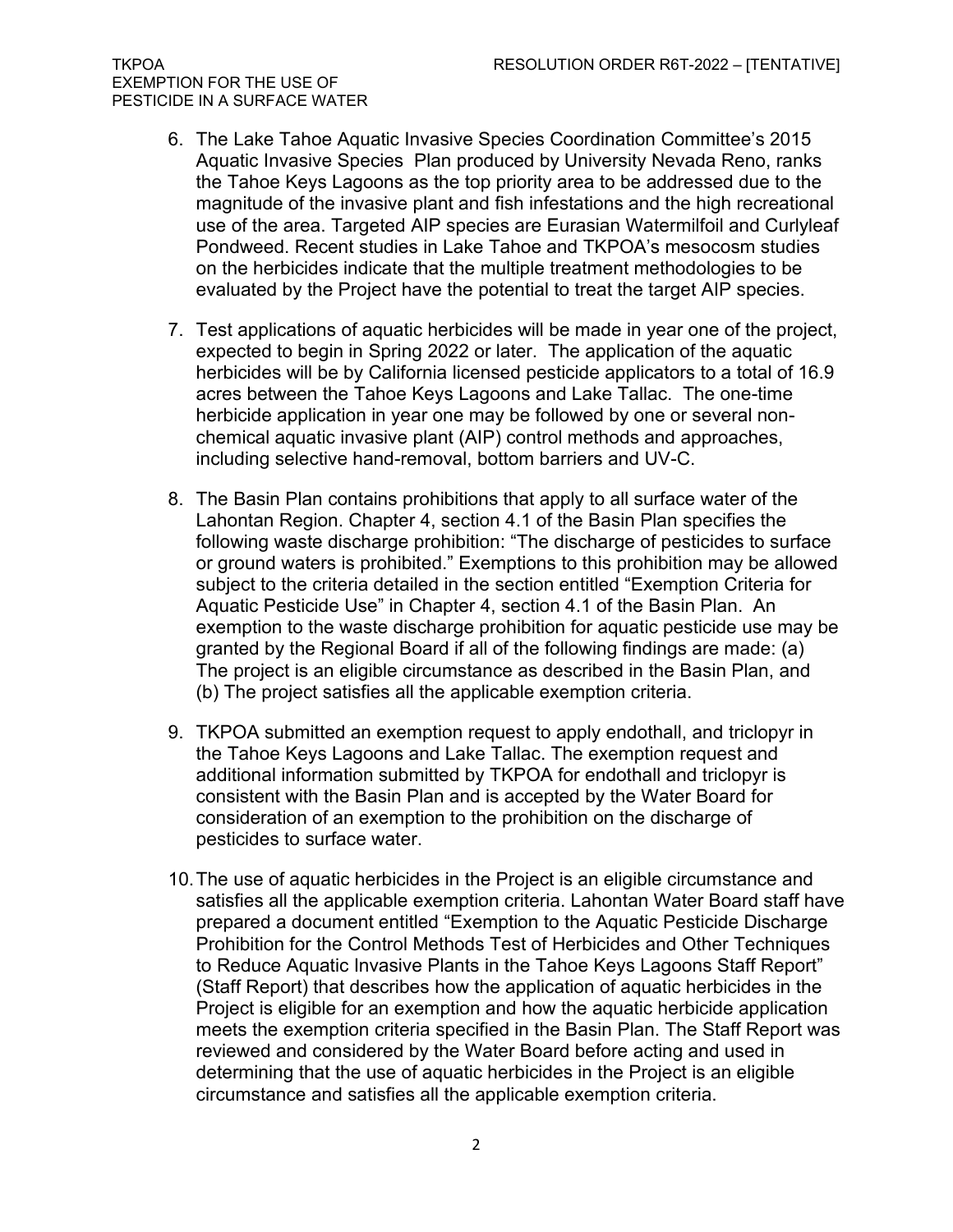6. The Lake Tahoe Aquatic Invasive Species Coordination Committee's 2015 Aquatic Invasive Species Plan produced by University Nevada Reno, ranks the Tahoe Keys Lagoons as the top priority area to be addressed due to the magnitude of the invasive plant and fish infestations and the high recreational use of the area. Targeted AIP species are Eurasian Watermilfoil and Curlyleaf Pondweed. Recent studies in Lake Tahoe and TKPOA's mesocosm studies on the herbicides indicate that the multiple treatment methodologies to be evaluated by the Project have the potential to treat the target AIP species.

7. Test applications of aquatic herbicides will be made in year one of the project, expected to begin in Spring 2022 or later. The application of the aquatic herbicides will be by California licensed pesticide applicators to a total of 16.9 acres between the Tahoe Keys Lagoons and Lake Tallac. The one-time herbicide application in year one may be followed by one or several non-chemical aquatic invasive plant (AIP) control methods and approaches, including selective hand-removal, bottom barriers and UV-C.

8. The Basin Plan contains prohibitions that apply to all surface water of the Lahontan Region. Chapter 4, section 4.1 of the Basin Plan specifies the following waste discharge prohibition: "The discharge of pesticides to surface or ground waters is prohibited." Exemptions to this prohibition may be allowed subject to the criteria detailed in the section entitled "Exemption Criteria for Aquatic Pesticide Use" in Chapter 4, section 4.1 of the Basin Plan. An exemption to the waste discharge prohibition for aquatic pesticide use may be granted by the Regional Board if all of the following findings are made: (a) The project is an eligible circumstance as described in the Basin Plan, and (b) The project satisfies all the applicable exemption criteria.

9. TKPOA submitted an exemption request to apply endothall, and triclopyr in the Tahoe Keys Lagoons and Lake Tallac. The exemption request and additional information submitted by TKPOA for endothall and triclopyr is consistent with the Basin Plan and is accepted by the Water Board for consideration of an exemption to the prohibition on the discharge of pesticides to surface water.

10. The use of aquatic herbicides in the Project is an eligible circumstance and satisfies all the applicable exemption criteria. Lahontan Water Board staff have prepared a document entitled "Exemption to the Aquatic Pesticide Discharge Prohibition for the Control Methods Test of Herbicides and Other Techniques to Reduce Aquatic Invasive Plants in the Tahoe Keys Lagoons Staff Report" (Staff Report) that describes how the application of aquatic herbicides in the Project is eligible for an exemption and how the aquatic herbicide application meets the exemption criteria specified in the Basin Plan. The Staff Report was reviewed and considered by the Water Board before acting and used in determining that the use of aquatic herbicides in the Project is an eligible circumstance and satisfies all the applicable exemption criteria.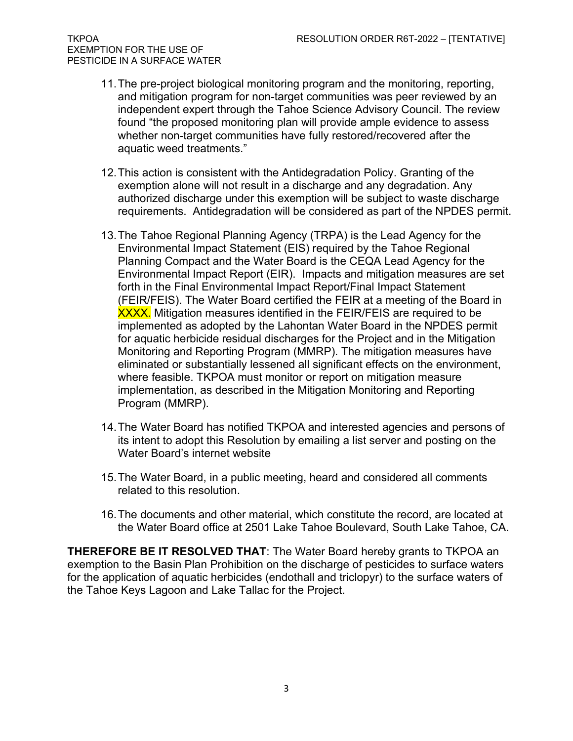11. The pre-project biological monitoring program and the monitoring, reporting, and mitigation program for non-target communities was peer reviewed by an independent expert through the Tahoe Science Advisory Council. The review found "the proposed monitoring plan will provide ample evidence to assess whether non-target communities have fully restored/recovered after the aquatic weed treatments."

12. This action is consistent with the Antidegradation Policy. Granting of the exemption alone will not result in a discharge and any degradation. Any authorized discharge under this exemption will be subject to waste discharge requirements. Antidegradation will be considered as part of the NPDES permit.

13. The Tahoe Regional Planning Agency (TRPA) is the Lead Agency for the Environmental Impact Statement (EIS) required by the Tahoe Regional Planning Compact and the Water Board is the CEQA Lead Agency for the Environmental Impact Report (EIR). Impacts and mitigation measures are set forth in the Final Environmental Impact Report/Final Impact Statement (FEIR/FEIS). The Water Board certified the FEIR at a meeting of the Board in XXXX. Mitigation measures identified in the FEIR/FEIS are required to be implemented as adopted by the Lahontan Water Board in the NPDES permit for aquatic herbicide residual discharges for the Project and in the Mitigation Monitoring and Reporting Program (MMRP). The mitigation measures have eliminated or substantially lessened all significant effects on the environment, where feasible. TKPOA must monitor or report on mitigation measure implementation, as described in the Mitigation Monitoring and Reporting Program (MMRP).

14. The Water Board has notified TKPOA and interested agencies and persons of its intent to adopt this Resolution by emailing a list server and posting on the Water Board's internet website

15. The Water Board, in a public meeting, heard and considered all comments related to this resolution.

16. The documents and other material, which constitute the record, are located at the Water Board office at 2501 Lake Tahoe Boulevard, South Lake Tahoe, CA.

**THEREFORE BE IT RESOLVED THAT**: The Water Board hereby grants to TKPOA an exemption to the Basin Plan Prohibition on the discharge of pesticides to surface waters for the application of aquatic herbicides (endothall and triclopyr) to the surface waters of the Tahoe Keys Lagoon and Lake Tallac for the Project.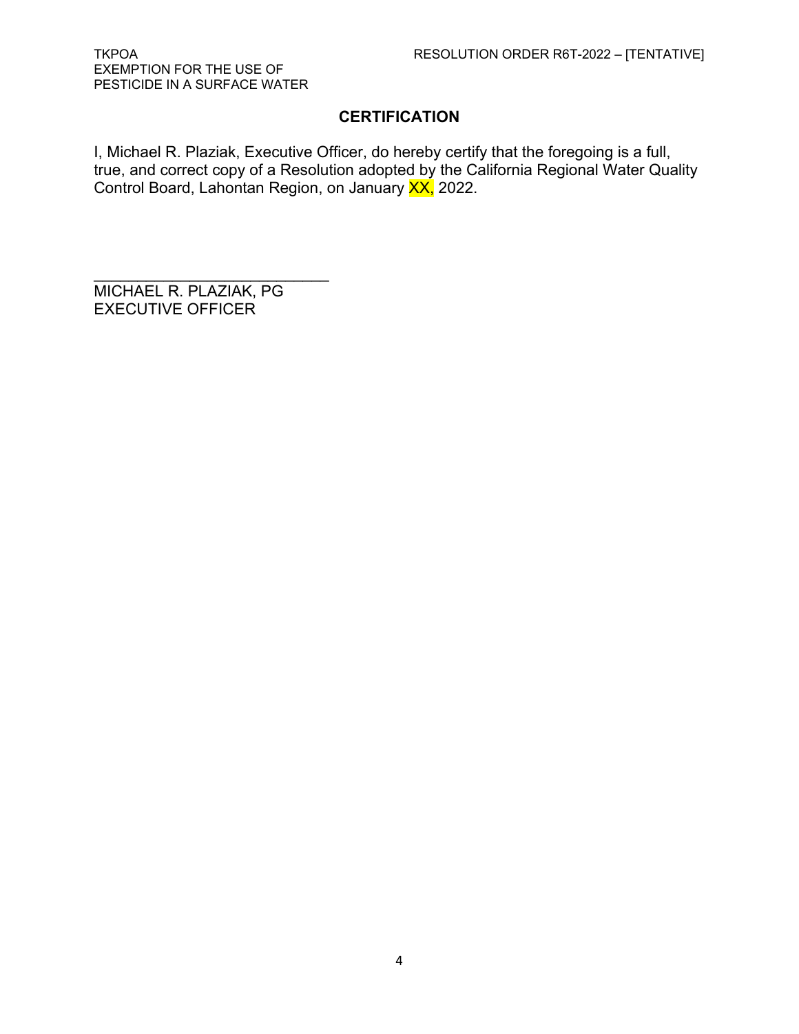## CERTIFICATION

I, Michael R. Plaziak, Executive Officer, do hereby certify that the foregoing is a full, true, and correct copy of a Resolution adopted by the California Regional Water Quality Control Board, Lahontan Region, on January XX, 2022.

\_\_\_\_\_\_\_\_\_\_\_\_\_\_\_\_\_\_\_\_\_\_\_\_\_\_\_\_

MICHAEL R. PLAZIAK, PG
EXECUTIVE OFFICER